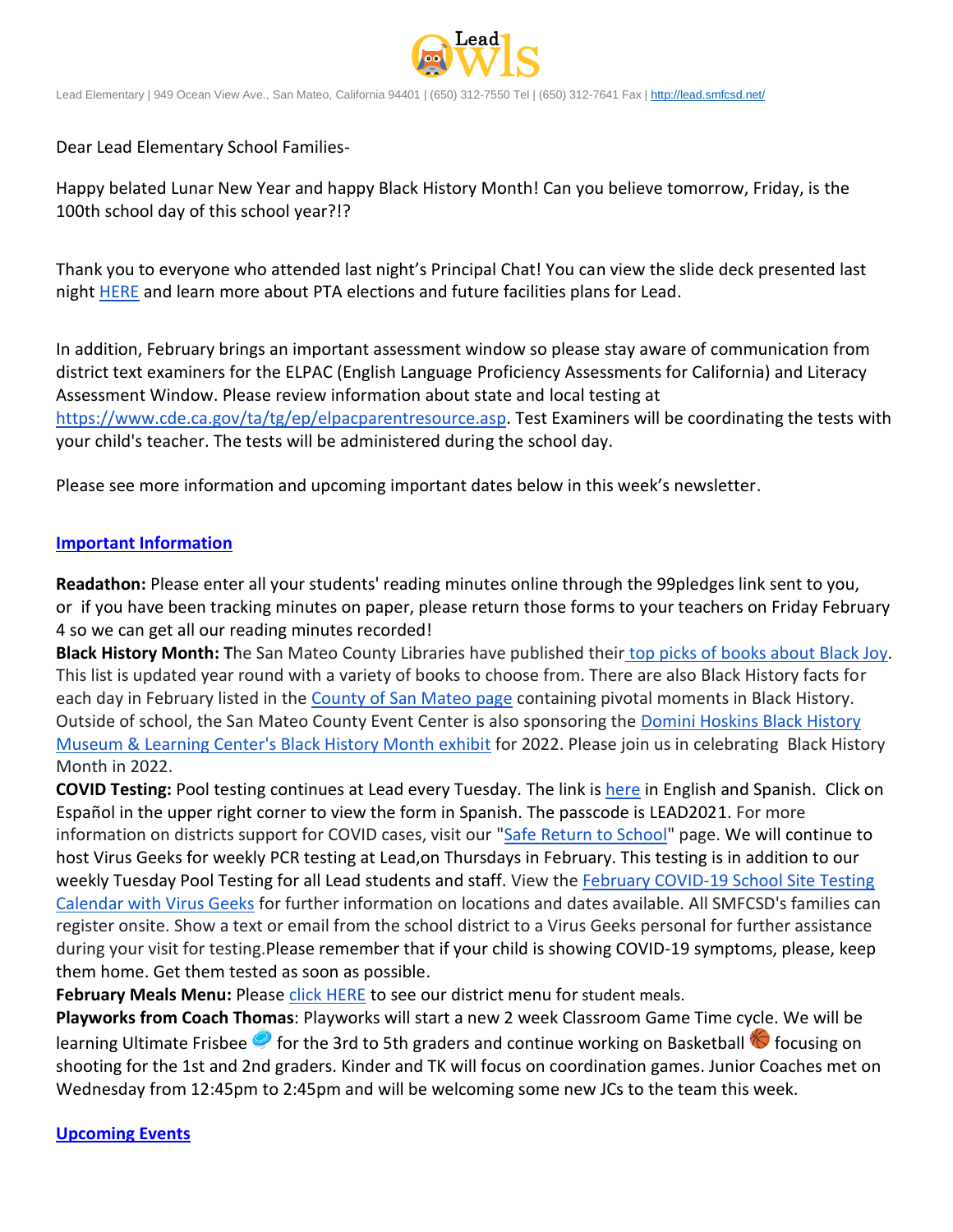Lead Elementary | 949 Ocean View Ave., San Mateo, California 94401 | (650) 312-7550 Tel | (650) 312-7641 Fax | http://lead.smfcsd.net/

Dear Lead Elementary School Families-

Happy belated Lunar New Year and happy Black History Month! Can you believe tomorrow, Friday, is the 100th school day of this school year?!?

Thank you to everyone who attended last night's Principal Chat! You can view the slide deck presented last night HERE and learn more about PTA elections and future facilities plans for Lead.

In addition, February brings an important assessment window so please stay aware of communication from district text examiners for the ELPAC (English Language Proficiency Assessments for California) and Literacy Assessment Window. Please review information about state and local testing at https://www.cde.ca.gov/ta/tg/ep/elpacparentresource.asp. Test Examiners will be coordinating the tests with your child's teacher. The tests will be administered during the school day.

Please see more information and upcoming important dates below in this week's newsletter.

## Important Information

**Readathon:** Please enter all your students' reading minutes online through the 99pledges link sent to you, or if you have been tracking minutes on paper, please return those forms to your teachers on Friday February 4 so we can get all our reading minutes recorded!

**Black History Month: T**he San Mateo County Libraries have published their top picks of books about Black Joy. This list is updated year round with a variety of books to choose from. There are also Black History facts for each day in February listed in the County of San Mateo page containing pivotal moments in Black History. Outside of school, the San Mateo County Event Center is also sponsoring the Domini Hoskins Black History Museum & Learning Center's Black History Month exhibit for 2022. Please join us in celebrating Black History Month in 2022.

**COVID Testing:** Pool testing continues at Lead every Tuesday. The link is here in English and Spanish. Click on Español in the upper right corner to view the form in Spanish. The passcode is LEAD2021. For more information on districts support for COVID cases, visit our "Safe Return to School" page. We will continue to host Virus Geeks for weekly PCR testing at Lead,on Thursdays in February. This testing is in addition to our weekly Tuesday Pool Testing for all Lead students and staff. View the February COVID-19 School Site Testing Calendar with Virus Geeks for further information on locations and dates available. All SMFCSD's families can register onsite. Show a text or email from the school district to a Virus Geeks personal for further assistance during your visit for testing.Please remember that if your child is showing COVID-19 symptoms, please, keep them home. Get them tested as soon as possible.

**February Meals Menu:** Please click HERE to see our district menu for student meals.

**Playworks from Coach Thomas**: Playworks will start a new 2 week Classroom Game Time cycle. We will be learning Ultimate Frisbee 🥏 for the 3rd to 5th graders and continue working on Basketball 🏀 focusing on shooting for the 1st and 2nd graders. Kinder and TK will focus on coordination games. Junior Coaches met on Wednesday from 12:45pm to 2:45pm and will be welcoming some new JCs to the team this week.

## Upcoming Events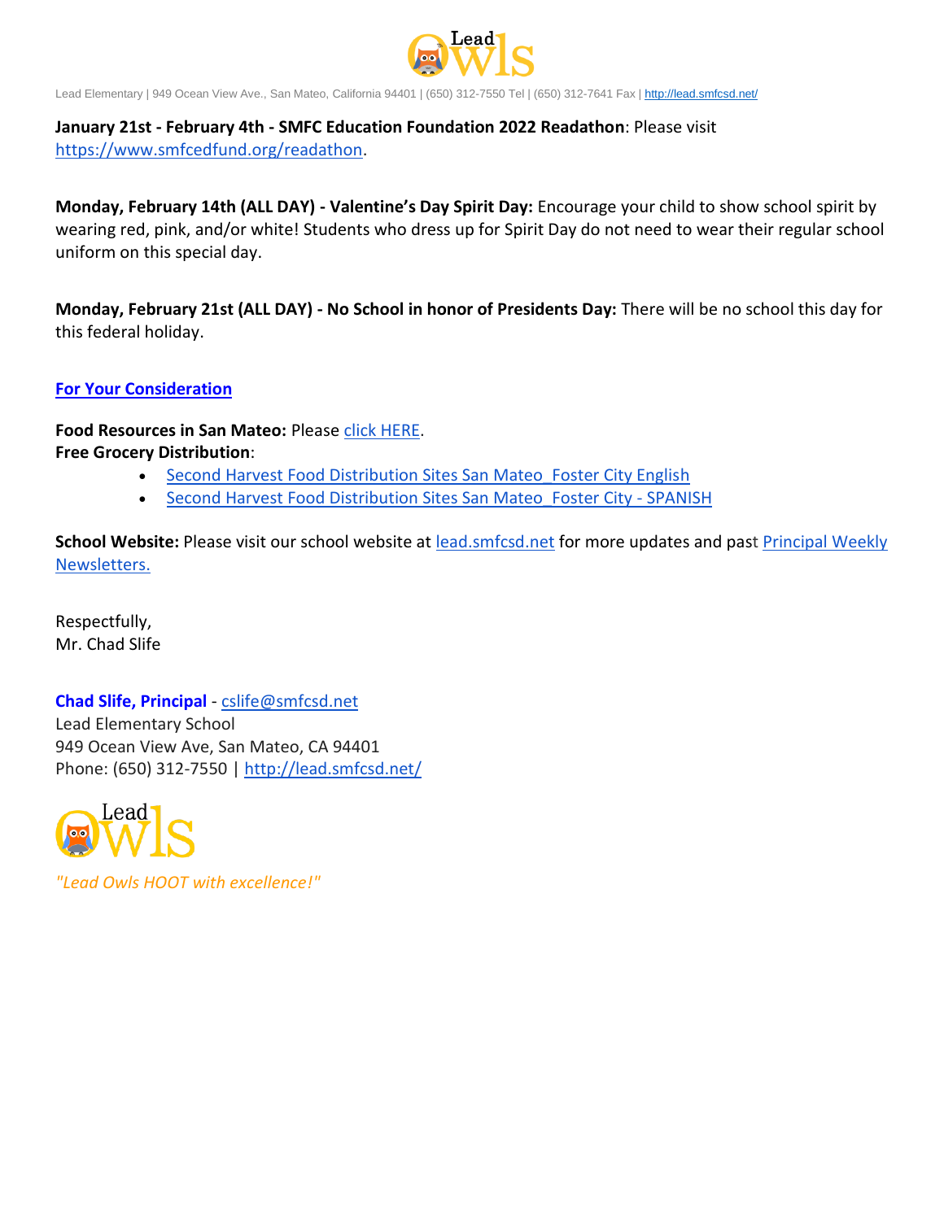**January 21st - February 4th - SMFC Education Foundation 2022 Readathon**: Please visit https://www.smfcedfund.org/readathon.

**Monday, February 14th (ALL DAY) - Valentine's Day Spirit Day:** Encourage your child to show school spirit by wearing red, pink, and/or white! Students who dress up for Spirit Day do not need to wear their regular school uniform on this special day.

**Monday, February 21st (ALL DAY) - No School in honor of Presidents Day:** There will be no school this day for this federal holiday.

**For Your Consideration**

**Food Resources in San Mateo:** Please click HERE.
**Free Grocery Distribution**:

- Second Harvest Food Distribution Sites San Mateo_Foster City English
- Second Harvest Food Distribution Sites San Mateo_Foster City - SPANISH

**School Website:** Please visit our school website at lead.smfcsd.net for more updates and past Principal Weekly Newsletters.

Respectfully,
Mr. Chad Slife

**Chad Slife, Principal** - cslife@smfcsd.net
Lead Elementary School
949 Ocean View Ave, San Mateo, CA 94401
Phone: (650) 312-7550 | http://lead.smfcsd.net/

Lead Owls

*"Lead Owls HOOT with excellence!"*